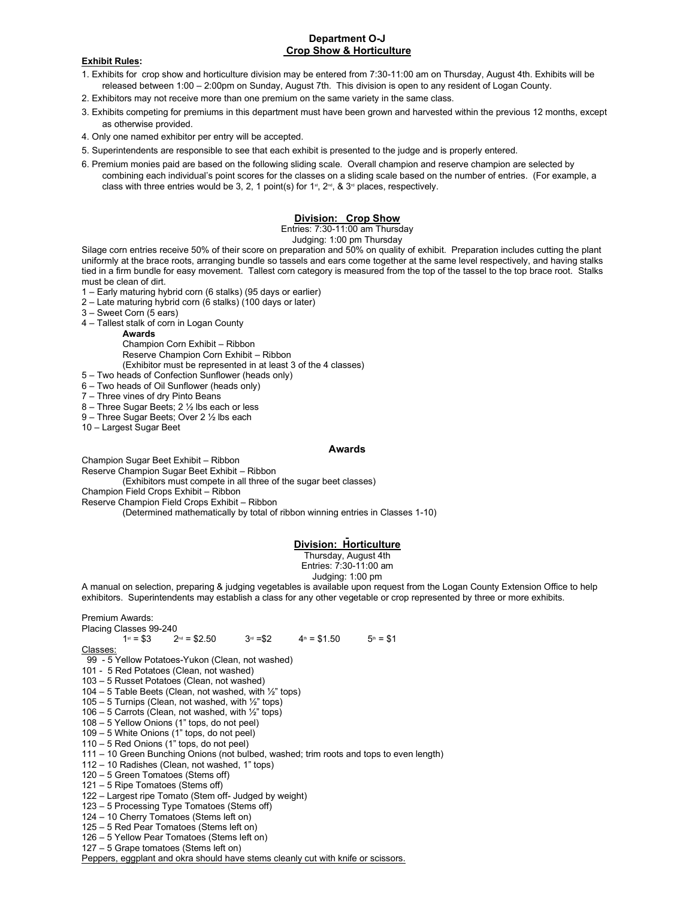# Department O-J
## Crop Show & Horticulture

**Exhibit Rules:**

1. Exhibits for crop show and horticulture division may be entered from 7:30-11:00 am on Thursday, August 4th. Exhibits will be released between 1:00 – 2:00pm on Sunday, August 7th. This division is open to any resident of Logan County.
2. Exhibitors may not receive more than one premium on the same variety in the same class.
3. Exhibits competing for premiums in this department must have been grown and harvested within the previous 12 months, except as otherwise provided.
4. Only one named exhibitor per entry will be accepted.
5. Superintendents are responsible to see that each exhibit is presented to the judge and is properly entered.
6. Premium monies paid are based on the following sliding scale. Overall champion and reserve champion are selected by combining each individual's point scores for the classes on a sliding scale based on the number of entries. (For example, a class with three entries would be 3, 2, 1 point(s) for 1st, 2nd, & 3rd places, respectively.

## Division: Crop Show

Entries: 7:30-11:00 am Thursday
Judging: 1:00 pm Thursday

Silage corn entries receive 50% of their score on preparation and 50% on quality of exhibit. Preparation includes cutting the plant uniformly at the brace roots, arranging bundle so tassels and ears come together at the same level respectively, and having stalks tied in a firm bundle for easy movement. Tallest corn category is measured from the top of the tassel to the top brace root. Stalks must be clean of dirt.

1 – Early maturing hybrid corn (6 stalks) (95 days or earlier)
2 – Late maturing hybrid corn (6 stalks) (100 days or later)
3 – Sweet Corn (5 ears)
4 – Tallest stalk of corn in Logan County

**Awards**
Champion Corn Exhibit – Ribbon
Reserve Champion Corn Exhibit – Ribbon
(Exhibitor must be represented in at least 3 of the 4 classes)

5 – Two heads of Confection Sunflower (heads only)
6 – Two heads of Oil Sunflower (heads only)
7 – Three vines of dry Pinto Beans
8 – Three Sugar Beets; 2 ½ lbs each or less
9 – Three Sugar Beets; Over 2 ½ lbs each
10 – Largest Sugar Beet

**Awards**

Champion Sugar Beet Exhibit – Ribbon
Reserve Champion Sugar Beet Exhibit – Ribbon
(Exhibitors must compete in all three of the sugar beet classes)
Champion Field Crops Exhibit – Ribbon
Reserve Champion Field Crops Exhibit – Ribbon
(Determined mathematically by total of ribbon winning entries in Classes 1-10)

## Division: Horticulture

Thursday, August 4th
Entries: 7:30-11:00 am
Judging: 1:00 pm

A manual on selection, preparing & judging vegetables is available upon request from the Logan County Extension Office to help exhibitors. Superintendents may establish a class for any other vegetable or crop represented by three or more exhibits.

Premium Awards:
Placing Classes 99-240
1st = $3 2nd = $2.50 3rd =$2 4th = $1.50 5th = $1

Classes:

99 - 5 Yellow Potatoes-Yukon (Clean, not washed)
101 - 5 Red Potatoes (Clean, not washed)
103 – 5 Russet Potatoes (Clean, not washed)
104 – 5 Table Beets (Clean, not washed, with ½" tops)
105 – 5 Turnips (Clean, not washed, with ½" tops)
106 – 5 Carrots (Clean, not washed, with ½" tops)
108 – 5 Yellow Onions (1" tops, do not peel)
109 – 5 White Onions (1" tops, do not peel)
110 – 5 Red Onions (1" tops, do not peel)
111 – 10 Green Bunching Onions (not bulbed, washed; trim roots and tops to even length)
112 – 10 Radishes (Clean, not washed, 1" tops)
120 – 5 Green Tomatoes (Stems off)
121 – 5 Ripe Tomatoes (Stems off)
122 – Largest ripe Tomato (Stem off- Judged by weight)
123 – 5 Processing Type Tomatoes (Stems off)
124 – 10 Cherry Tomatoes (Stems left on)
125 – 5 Red Pear Tomatoes (Stems left on)
126 – 5 Yellow Pear Tomatoes (Stems left on)
127 – 5 Grape tomatoes (Stems left on)

Peppers, eggplant and okra should have stems cleanly cut with knife or scissors.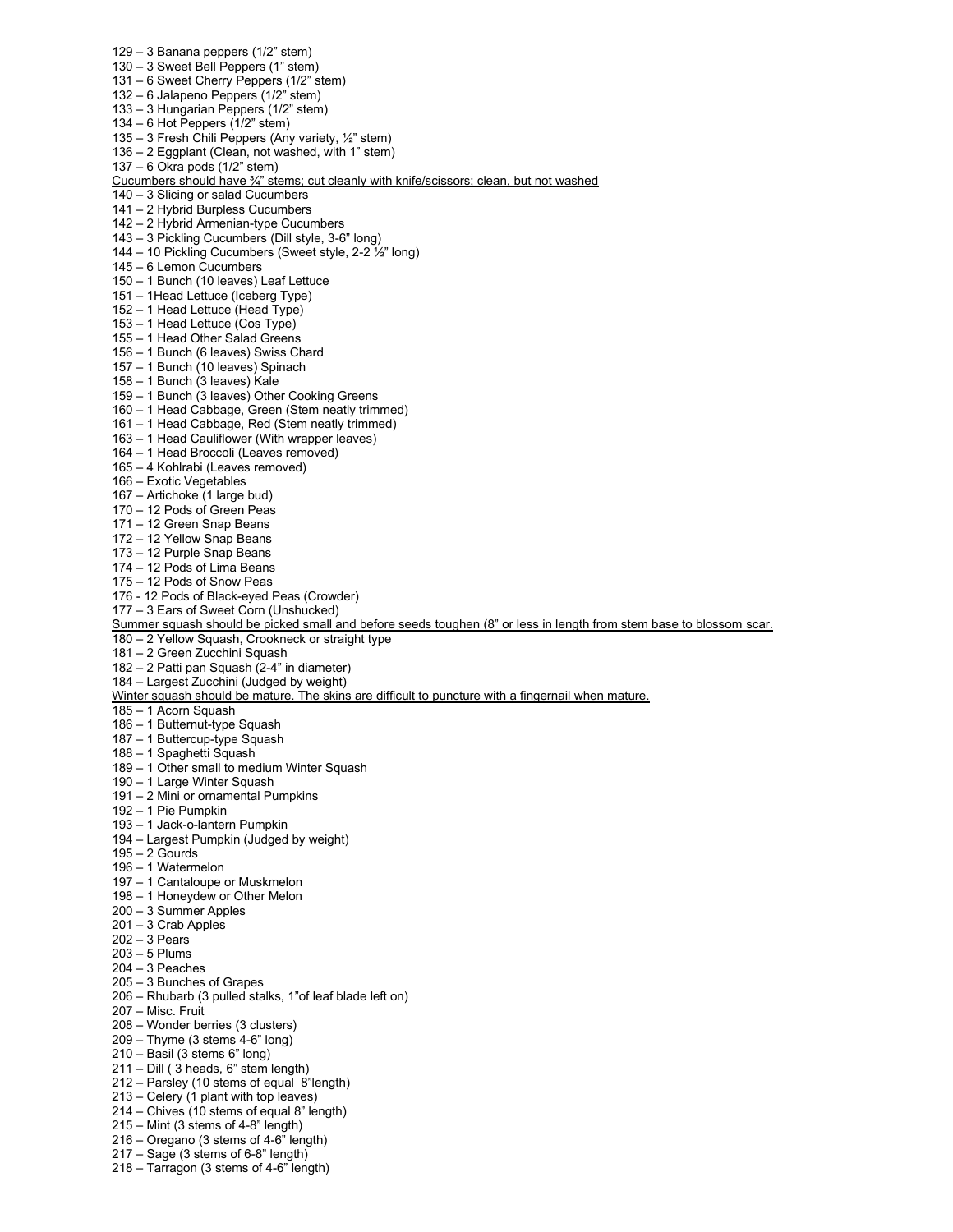129 – 3 Banana peppers (1/2" stem)
130 – 3 Sweet Bell Peppers (1" stem)
131 – 6 Sweet Cherry Peppers (1/2" stem)
132 – 6 Jalapeno Peppers (1/2" stem)
133 – 3 Hungarian Peppers (1/2" stem)
134 – 6 Hot Peppers (1/2" stem)
135 – 3 Fresh Chili Peppers (Any variety, ½" stem)
136 – 2 Eggplant (Clean, not washed, with 1" stem)
137 – 6 Okra pods (1/2" stem)

<u>Cucumbers should have ¾" stems; cut cleanly with knife/scissors; clean, but not washed</u>

140 – 3 Slicing or salad Cucumbers
141 – 2 Hybrid Burpless Cucumbers
142 – 2 Hybrid Armenian-type Cucumbers
143 – 3 Pickling Cucumbers (Dill style, 3-6" long)
144 – 10 Pickling Cucumbers (Sweet style, 2-2 ½" long)
145 – 6 Lemon Cucumbers
150 – 1 Bunch (10 leaves) Leaf Lettuce
151 – 1Head Lettuce (Iceberg Type)
152 – 1 Head Lettuce (Head Type)
153 – 1 Head Lettuce (Cos Type)
155 – 1 Head Other Salad Greens
156 – 1 Bunch (6 leaves) Swiss Chard
157 – 1 Bunch (10 leaves) Spinach
158 – 1 Bunch (3 leaves) Kale
159 – 1 Bunch (3 leaves) Other Cooking Greens
160 – 1 Head Cabbage, Green (Stem neatly trimmed)
161 – 1 Head Cabbage, Red (Stem neatly trimmed)
163 – 1 Head Cauliflower (With wrapper leaves)
164 – 1 Head Broccoli (Leaves removed)
165 – 4 Kohlrabi (Leaves removed)
166 – Exotic Vegetables
167 – Artichoke (1 large bud)
170 – 12 Pods of Green Peas
171 – 12 Green Snap Beans
172 – 12 Yellow Snap Beans
173 – 12 Purple Snap Beans
174 – 12 Pods of Lima Beans
175 – 12 Pods of Snow Peas
176 - 12 Pods of Black-eyed Peas (Crowder)
177 – 3 Ears of Sweet Corn (Unshucked)

<u>Summer squash should be picked small and before seeds toughen (8" or less in length from stem base to blossom scar.</u>

180 – 2 Yellow Squash, Crookneck or straight type
181 – 2 Green Zucchini Squash
182 – 2 Patti pan Squash (2-4" in diameter)
184 – Largest Zucchini (Judged by weight)

<u>Winter squash should be mature. The skins are difficult to puncture with a fingernail when mature.</u>

185 – 1 Acorn Squash
186 – 1 Butternut-type Squash
187 – 1 Buttercup-type Squash
188 – 1 Spaghetti Squash
189 – 1 Other small to medium Winter Squash
190 – 1 Large Winter Squash
191 – 2 Mini or ornamental Pumpkins
192 – 1 Pie Pumpkin
193 – 1 Jack-o-lantern Pumpkin
194 – Largest Pumpkin (Judged by weight)
195 – 2 Gourds
196 – 1 Watermelon
197 – 1 Cantaloupe or Muskmelon
198 – 1 Honeydew or Other Melon
200 – 3 Summer Apples
201 – 3 Crab Apples
202 – 3 Pears
203 – 5 Plums
204 – 3 Peaches
205 – 3 Bunches of Grapes
206 – Rhubarb (3 pulled stalks, 1"of leaf blade left on)
207 – Misc. Fruit
208 – Wonder berries (3 clusters)
209 – Thyme (3 stems 4-6" long)
210 – Basil (3 stems 6" long)
211 – Dill ( 3 heads, 6" stem length)
212 – Parsley (10 stems of equal 8"length)
213 – Celery (1 plant with top leaves)
214 – Chives (10 stems of equal 8" length)
215 – Mint (3 stems of 4-8" length)
216 – Oregano (3 stems of 4-6" length)
217 – Sage (3 stems of 6-8" length)
218 – Tarragon (3 stems of 4-6" length)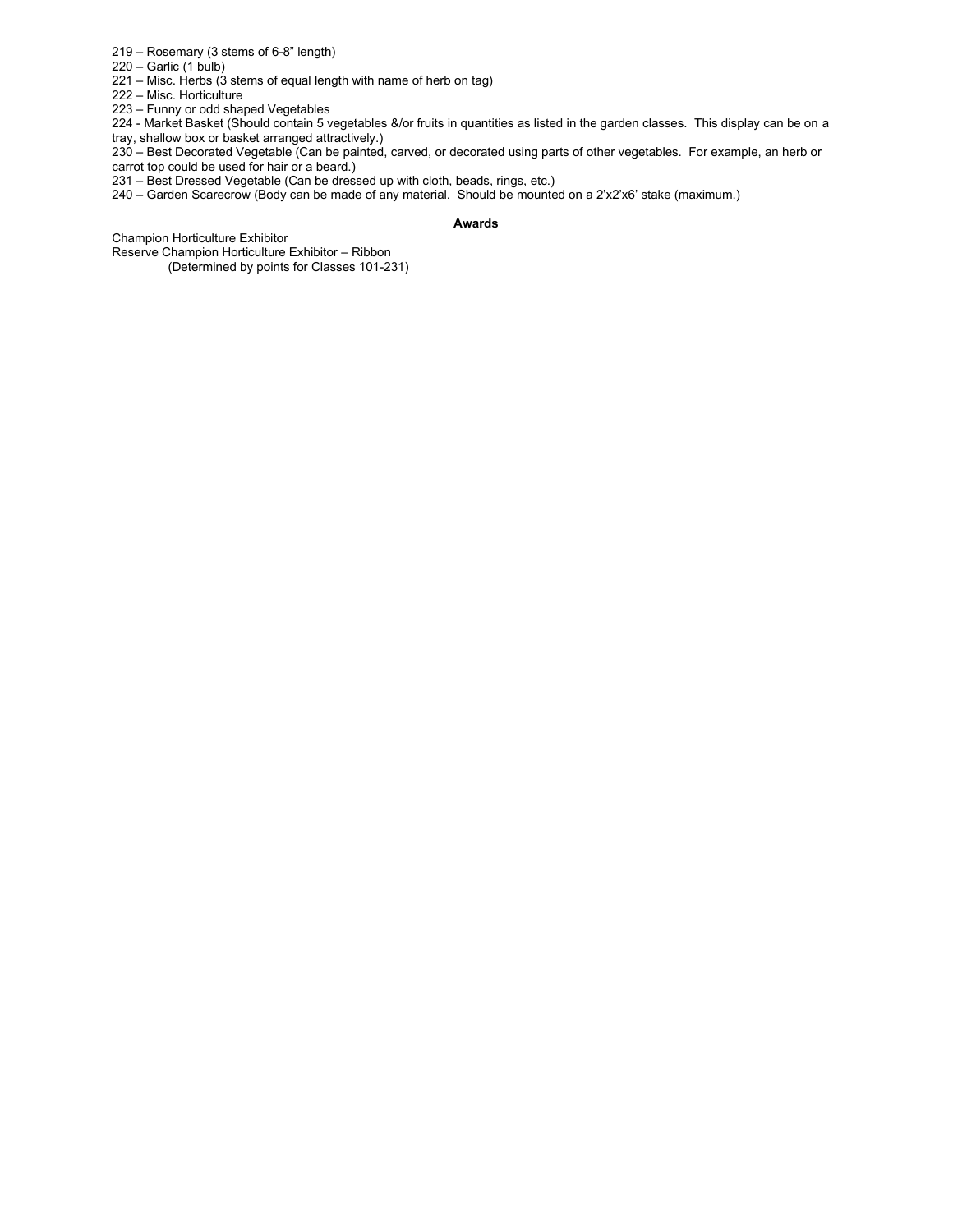219 – Rosemary (3 stems of 6-8" length)
220 – Garlic (1 bulb)
221 – Misc. Herbs (3 stems of equal length with name of herb on tag)
222 – Misc. Horticulture
223 – Funny or odd shaped Vegetables
224 - Market Basket (Should contain 5 vegetables &/or fruits in quantities as listed in the garden classes. This display can be on a tray, shallow box or basket arranged attractively.)
230 – Best Decorated Vegetable (Can be painted, carved, or decorated using parts of other vegetables. For example, an herb or carrot top could be used for hair or a beard.)
231 – Best Dressed Vegetable (Can be dressed up with cloth, beads, rings, etc.)
240 – Garden Scarecrow (Body can be made of any material. Should be mounted on a 2'x2'x6' stake (maximum.)

**Awards**

Champion Horticulture Exhibitor
Reserve Champion Horticulture Exhibitor – Ribbon
(Determined by points for Classes 101-231)